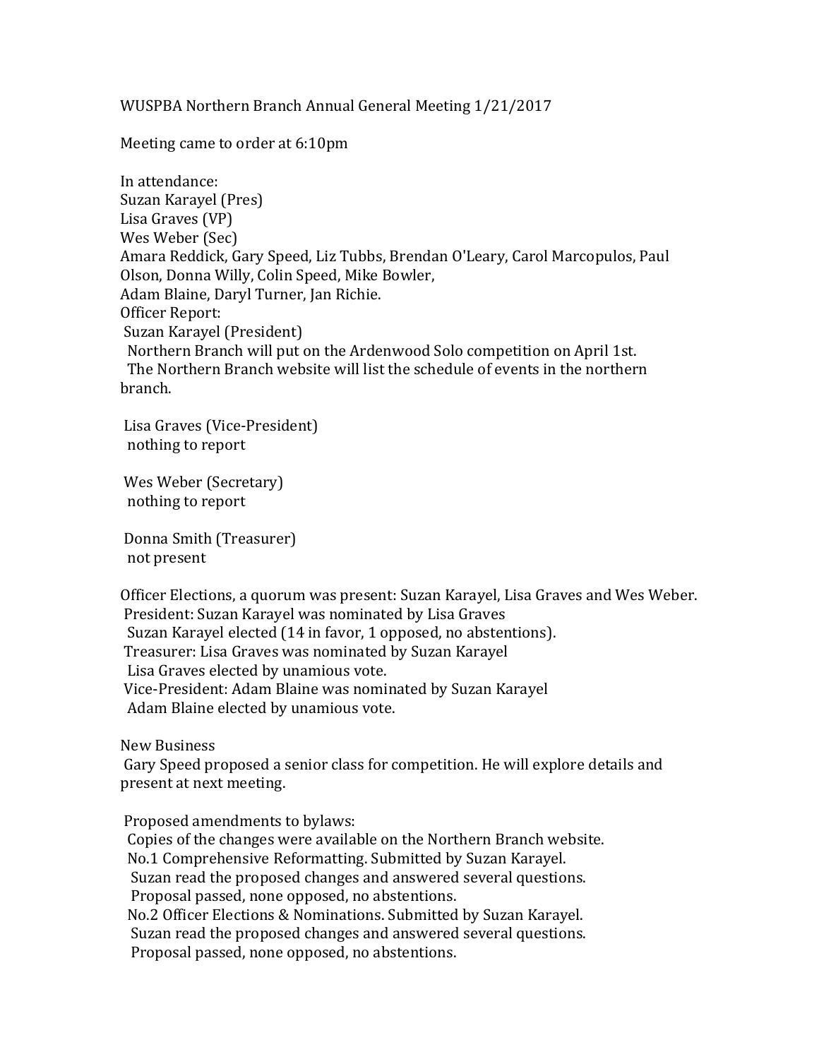WUSPBA Northern Branch Annual General Meeting 1/21/2017

Meeting came to order at 6:10pm

In attendance:
Suzan Karayel (Pres)
Lisa Graves (VP)
Wes Weber (Sec)
Amara Reddick, Gary Speed, Liz Tubbs, Brendan O'Leary, Carol Marcopulos, Paul Olson, Donna Willy, Colin Speed, Mike Bowler,
Adam Blaine, Daryl Turner, Jan Richie.

Officer Report:

Suzan Karayel (President)
Northern Branch will put on the Ardenwood Solo competition on April 1st.
The Northern Branch website will list the schedule of events in the northern branch.

Lisa Graves (Vice-President)
nothing to report

Wes Weber (Secretary)
nothing to report

Donna Smith (Treasurer)
not present

Officer Elections, a quorum was present: Suzan Karayel, Lisa Graves and Wes Weber.
President: Suzan Karayel was nominated by Lisa Graves
Suzan Karayel elected (14 in favor, 1 opposed, no abstentions).
Treasurer: Lisa Graves was nominated by Suzan Karayel
Lisa Graves elected by unamious vote.
Vice-President: Adam Blaine was nominated by Suzan Karayel
Adam Blaine elected by unamious vote.

New Business
Gary Speed proposed a senior class for competition. He will explore details and present at next meeting.

Proposed amendments to bylaws:
Copies of the changes were available on the Northern Branch website.
No.1 Comprehensive Reformatting. Submitted by Suzan Karayel.
Suzan read the proposed changes and answered several questions.
Proposal passed, none opposed, no abstentions.
No.2 Officer Elections & Nominations. Submitted by Suzan Karayel.
Suzan read the proposed changes and answered several questions.
Proposal passed, none opposed, no abstentions.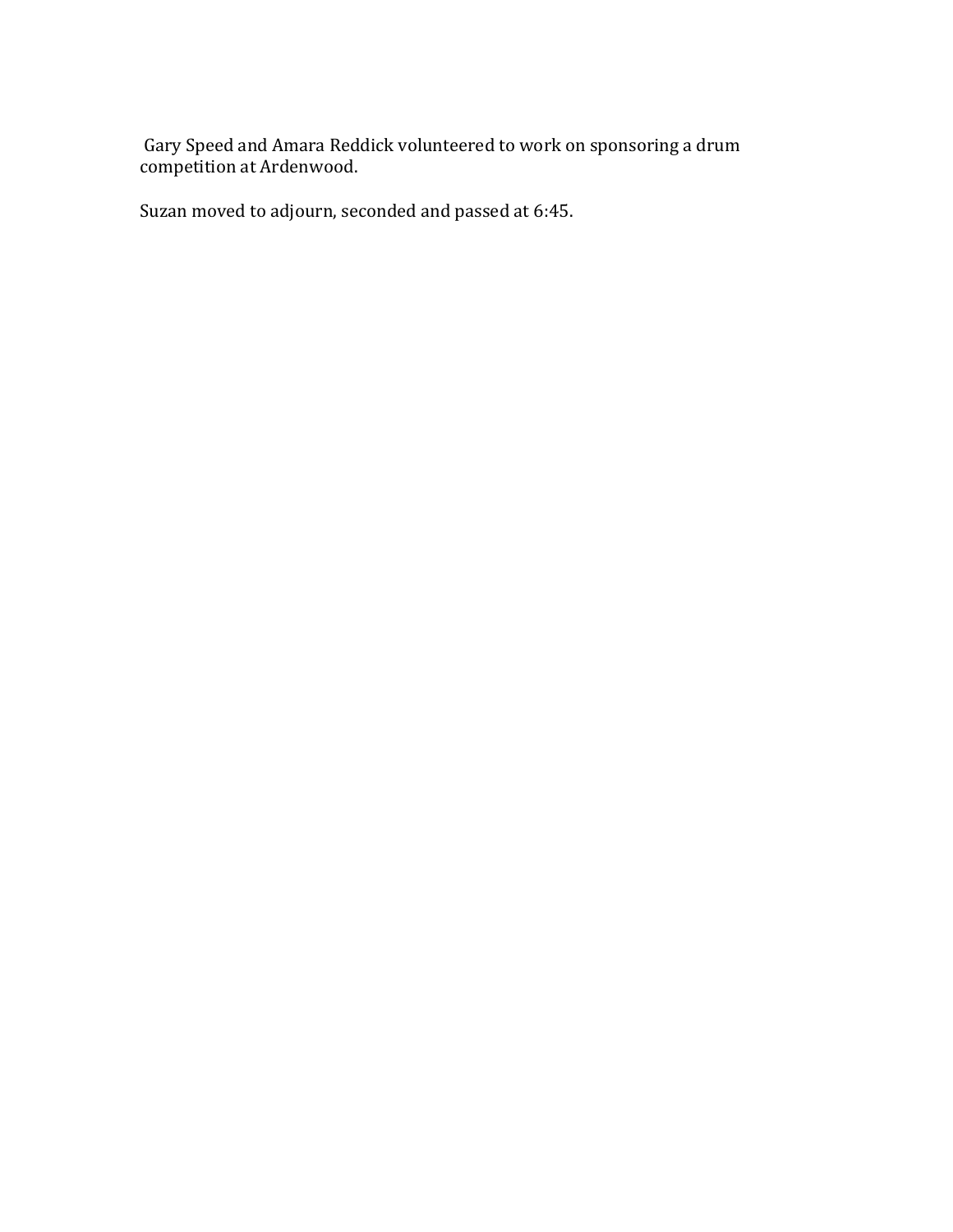Gary Speed and Amara Reddick volunteered to work on sponsoring a drum competition at Ardenwood.

Suzan moved to adjourn, seconded and passed at 6:45.